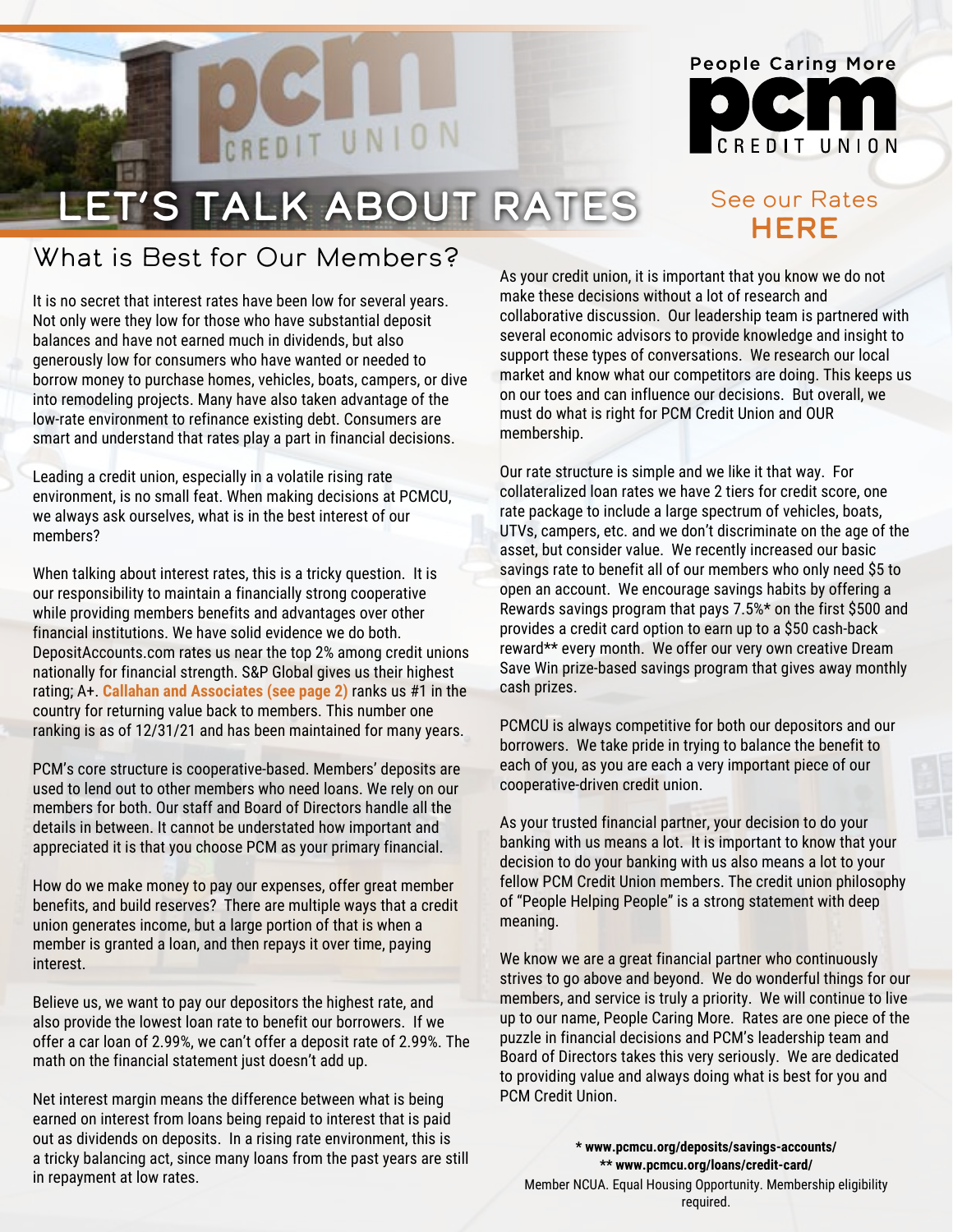People Caring More

**pcm** CREDIT UNION

# LET'S TALK ABOUT RATES

See our Rates **HERE**

## What is Best for Our Members?

It is no secret that interest rates have been low for several years. Not only were they low for those who have substantial deposit balances and have not earned much in dividends, but also generously low for consumers who have wanted or needed to borrow money to purchase homes, vehicles, boats, campers, or dive into remodeling projects. Many have also taken advantage of the low-rate environment to refinance existing debt. Consumers are smart and understand that rates play a part in financial decisions.

Leading a credit union, especially in a volatile rising rate environment, is no small feat. When making decisions at PCMCU, we always ask ourselves, what is in the best interest of our members?

When talking about interest rates, this is a tricky question. It is our responsibility to maintain a financially strong cooperative while providing members benefits and advantages over other financial institutions. We have solid evidence we do both. DepositAccounts.com rates us near the top 2% among credit unions nationally for financial strength. S&P Global gives us their highest rating; A+. **Callahan and Associates (see page 2)** ranks us #1 in the country for returning value back to members. This number one ranking is as of 12/31/21 and has been maintained for many years.

PCM's core structure is cooperative-based. Members' deposits are used to lend out to other members who need loans. We rely on our members for both. Our staff and Board of Directors handle all the details in between. It cannot be understated how important and appreciated it is that you choose PCM as your primary financial.

How do we make money to pay our expenses, offer great member benefits, and build reserves? There are multiple ways that a credit union generates income, but a large portion of that is when a member is granted a loan, and then repays it over time, paying interest.

Believe us, we want to pay our depositors the highest rate, and also provide the lowest loan rate to benefit our borrowers. If we offer a car loan of 2.99%, we can't offer a deposit rate of 2.99%. The math on the financial statement just doesn't add up.

Net interest margin means the difference between what is being earned on interest from loans being repaid to interest that is paid out as dividends on deposits. In a rising rate environment, this is a tricky balancing act, since many loans from the past years are still in repayment at low rates.

As your credit union, it is important that you know we do not make these decisions without a lot of research and collaborative discussion. Our leadership team is partnered with several economic advisors to provide knowledge and insight to support these types of conversations. We research our local market and know what our competitors are doing. This keeps us on our toes and can influence our decisions. But overall, we must do what is right for PCM Credit Union and OUR membership.

Our rate structure is simple and we like it that way. For collateralized loan rates we have 2 tiers for credit score, one rate package to include a large spectrum of vehicles, boats, UTVs, campers, etc. and we don't discriminate on the age of the asset, but consider value. We recently increased our basic savings rate to benefit all of our members who only need $5 to open an account. We encourage savings habits by offering a Rewards savings program that pays 7.5%* on the first $500 and provides a credit card option to earn up to a $50 cash-back reward** every month. We offer our very own creative Dream Save Win prize-based savings program that gives away monthly cash prizes.

PCMCU is always competitive for both our depositors and our borrowers. We take pride in trying to balance the benefit to each of you, as you are each a very important piece of our cooperative-driven credit union.

As your trusted financial partner, your decision to do your banking with us means a lot. It is important to know that your decision to do your banking with us also means a lot to your fellow PCM Credit Union members. The credit union philosophy of "People Helping People" is a strong statement with deep meaning.

We know we are a great financial partner who continuously strives to go above and beyond. We do wonderful things for our members, and service is truly a priority. We will continue to live up to our name, People Caring More. Rates are one piece of the puzzle in financial decisions and PCM's leadership team and Board of Directors takes this very seriously. We are dedicated to providing value and always doing what is best for you and PCM Credit Union.

**\* www.pcmcu.org/deposits/savings-accounts/**
**\*\* www.pcmcu.org/loans/credit-card/**

Member NCUA. Equal Housing Opportunity. Membership eligibility required.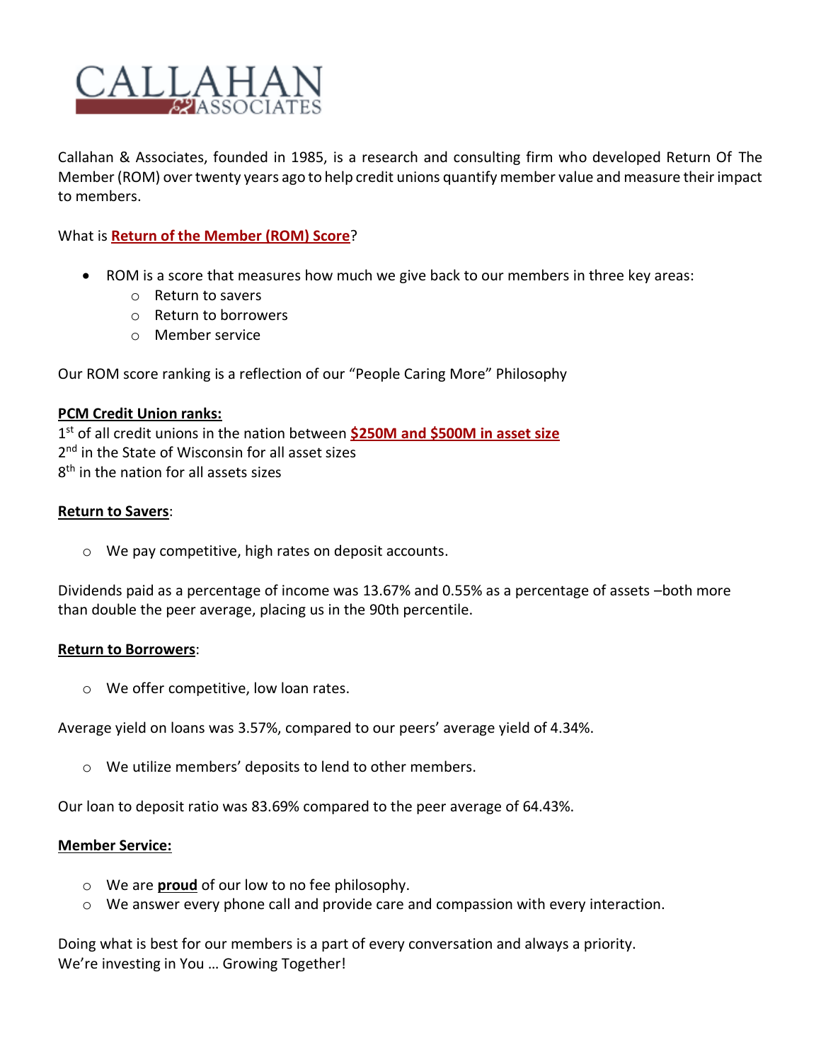CALLAHAN & ASSOCIATES

Callahan & Associates, founded in 1985, is a research and consulting firm who developed Return Of The Member (ROM) over twenty years ago to help credit unions quantify member value and measure their impact to members.

What is **Return of the Member (ROM) Score**?

- ROM is a score that measures how much we give back to our members in three key areas:
  - Return to savers
  - Return to borrowers
  - Member service

Our ROM score ranking is a reflection of our "People Caring More" Philosophy

**PCM Credit Union ranks:**

1st of all credit unions in the nation between **$250M and $500M in asset size**
2nd in the State of Wisconsin for all asset sizes
8th in the nation for all assets sizes

**Return to Savers**:

- We pay competitive, high rates on deposit accounts.

Dividends paid as a percentage of income was 13.67% and 0.55% as a percentage of assets –both more than double the peer average, placing us in the 90th percentile.

**Return to Borrowers**:

- We offer competitive, low loan rates.

Average yield on loans was 3.57%, compared to our peers' average yield of 4.34%.

- We utilize members' deposits to lend to other members.

Our loan to deposit ratio was 83.69% compared to the peer average of 64.43%.

**Member Service:**

- We are **proud** of our low to no fee philosophy.
- We answer every phone call and provide care and compassion with every interaction.

Doing what is best for our members is a part of every conversation and always a priority.
We're investing in You … Growing Together!